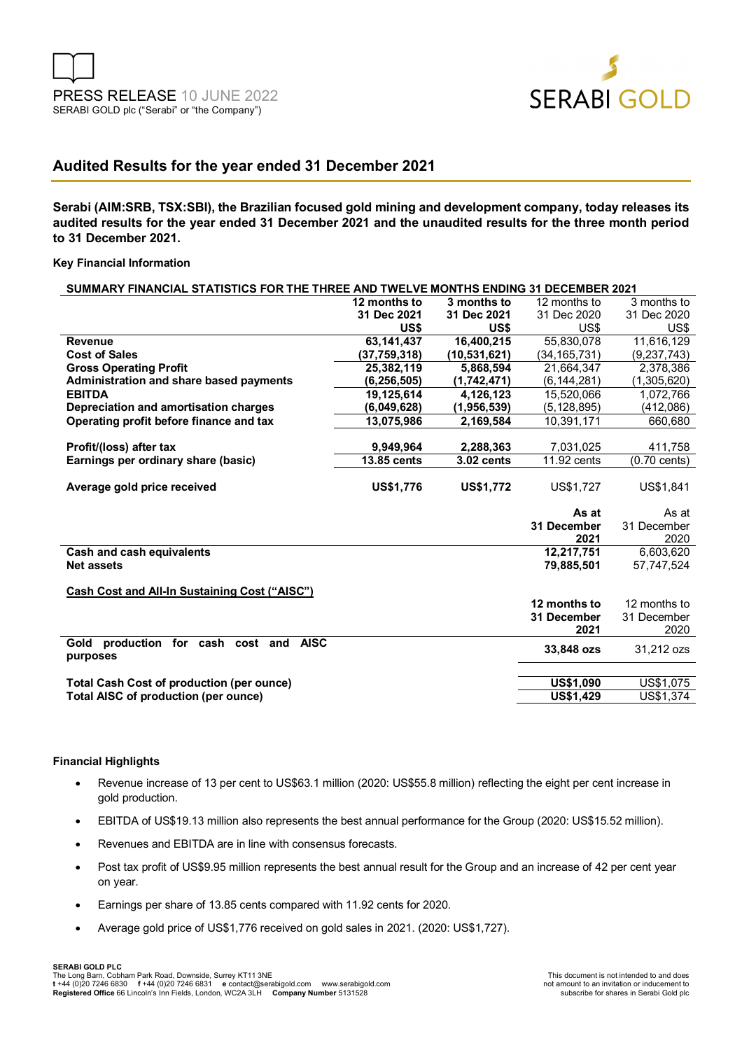PRESS RELEASE 10 JUNE 2022
SERABI GOLD plc ("Serabi" or "the Company")

# Audited Results for the year ended 31 December 2021

**Serabi (AIM:SRB, TSX:SBI), the Brazilian focused gold mining and development company, today releases its audited results for the year ended 31 December 2021 and the unaudited results for the three month period to 31 December 2021.**

**Key Financial Information**

**SUMMARY FINANCIAL STATISTICS FOR THE THREE AND TWELVE MONTHS ENDING 31 DECEMBER 2021**

| | **12 months to 31 Dec 2021 US$** | **3 months to 31 Dec 2021 US$** | 12 months to 31 Dec 2020 US$ | 3 months to 31 Dec 2020 US$ |
|---|---|---|---|---|
| **Revenue** | **63,141,437** | **16,400,215** | 55,830,078 | 11,616,129 |
| **Cost of Sales** | **(37,759,318)** | **(10,531,621)** | (34,165,731) | (9,237,743) |
| **Gross Operating Profit** | **25,382,119** | **5,868,594** | 21,664,347 | 2,378,386 |
| **Administration and share based payments** | **(6,256,505)** | **(1,742,471)** | (6,144,281) | (1,305,620) |
| **EBITDA** | **19,125,614** | **4,126,123** | 15,520,066 | 1,072,766 |
| **Depreciation and amortisation charges** | **(6,049,628)** | **(1,956,539)** | (5,128,895) | (412,086) |
| **Operating profit before finance and tax** | **13,075,986** | **2,169,584** | 10,391,171 | 660,680 |
| | | | | |
| **Profit/(loss) after tax** | **9,949,964** | **2,288,363** | 7,031,025 | 411,758 |
| **Earnings per ordinary share (basic)** | **13.85 cents** | **3.02 cents** | 11.92 cents | (0.70 cents) |
| | | | | |
| **Average gold price received** | **US$1,776** | **US$1,772** | US$1,727 | US$1,841 |

| | **As at 31 December 2021** | As at 31 December 2020 |
|---|---|---|
| **Cash and cash equivalents** | **12,217,751** | 6,603,620 |
| **Net assets** | **79,885,501** | 57,747,524 |

**Cash Cost and All-In Sustaining Cost ("AISC")**

| | **12 months to 31 December 2021** | 12 months to 31 December 2020 |
|---|---|---|
| **Gold production for cash cost and AISC purposes** | **33,848 ozs** | 31,212 ozs |
| | | |
| **Total Cash Cost of production (per ounce)** | **US$1,090** | US$1,075 |
| **Total AISC of production (per ounce)** | **US$1,429** | US$1,374 |

**Financial Highlights**

- Revenue increase of 13 per cent to US$63.1 million (2020: US$55.8 million) reflecting the eight per cent increase in gold production.
- EBITDA of US$19.13 million also represents the best annual performance for the Group (2020: US$15.52 million).
- Revenues and EBITDA are in line with consensus forecasts.
- Post tax profit of US$9.95 million represents the best annual result for the Group and an increase of 42 per cent year on year.
- Earnings per share of 13.85 cents compared with 11.92 cents for 2020.
- Average gold price of US$1,776 received on gold sales in 2021. (2020: US$1,727).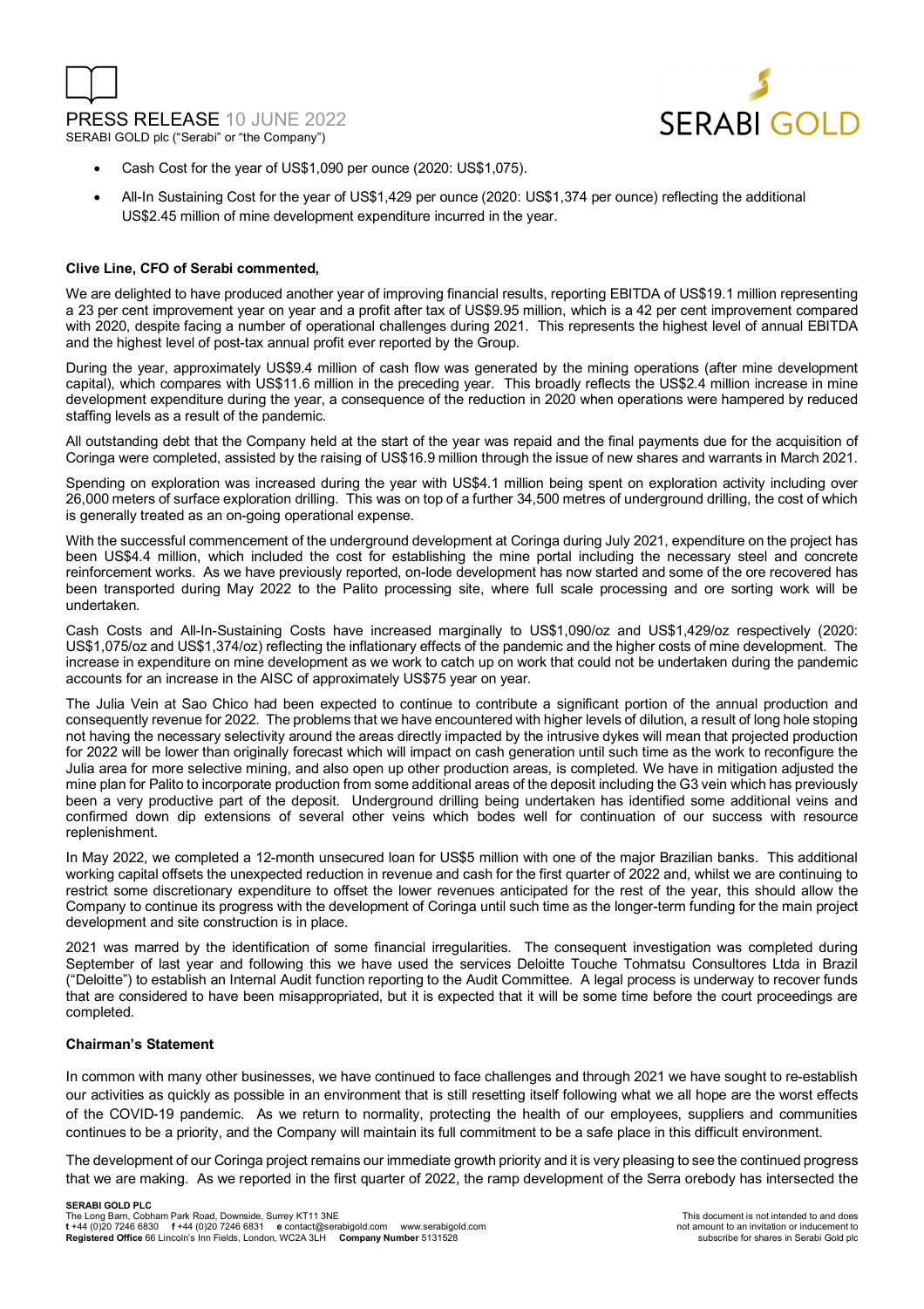- Cash Cost for the year of US$1,090 per ounce (2020: US$1,075).
- All-In Sustaining Cost for the year of US$1,429 per ounce (2020: US$1,374 per ounce) reflecting the additional US$2.45 million of mine development expenditure incurred in the year.

**Clive Line, CFO of Serabi commented,**

We are delighted to have produced another year of improving financial results, reporting EBITDA of US$19.1 million representing a 23 per cent improvement year on year and a profit after tax of US$9.95 million, which is a 42 per cent improvement compared with 2020, despite facing a number of operational challenges during 2021. This represents the highest level of annual EBITDA and the highest level of post-tax annual profit ever reported by the Group.

During the year, approximately US$9.4 million of cash flow was generated by the mining operations (after mine development capital), which compares with US$11.6 million in the preceding year. This broadly reflects the US$2.4 million increase in mine development expenditure during the year, a consequence of the reduction in 2020 when operations were hampered by reduced staffing levels as a result of the pandemic.

All outstanding debt that the Company held at the start of the year was repaid and the final payments due for the acquisition of Coringa were completed, assisted by the raising of US$16.9 million through the issue of new shares and warrants in March 2021.

Spending on exploration was increased during the year with US$4.1 million being spent on exploration activity including over 26,000 meters of surface exploration drilling. This was on top of a further 34,500 metres of underground drilling, the cost of which is generally treated as an on-going operational expense.

With the successful commencement of the underground development at Coringa during July 2021, expenditure on the project has been US$4.4 million, which included the cost for establishing the mine portal including the necessary steel and concrete reinforcement works. As we have previously reported, on-lode development has now started and some of the ore recovered has been transported during May 2022 to the Palito processing site, where full scale processing and ore sorting work will be undertaken.

Cash Costs and All-In-Sustaining Costs have increased marginally to US$1,090/oz and US$1,429/oz respectively (2020: US$1,075/oz and US$1,374/oz) reflecting the inflationary effects of the pandemic and the higher costs of mine development. The increase in expenditure on mine development as we work to catch up on work that could not be undertaken during the pandemic accounts for an increase in the AISC of approximately US$75 year on year.

The Julia Vein at Sao Chico had been expected to continue to contribute a significant portion of the annual production and consequently revenue for 2022. The problems that we have encountered with higher levels of dilution, a result of long hole stoping not having the necessary selectivity around the areas directly impacted by the intrusive dykes will mean that projected production for 2022 will be lower than originally forecast which will impact on cash generation until such time as the work to reconfigure the Julia area for more selective mining, and also open up other production areas, is completed. We have in mitigation adjusted the mine plan for Palito to incorporate production from some additional areas of the deposit including the G3 vein which has previously been a very productive part of the deposit. Underground drilling being undertaken has identified some additional veins and confirmed down dip extensions of several other veins which bodes well for continuation of our success with resource replenishment.

In May 2022, we completed a 12-month unsecured loan for US$5 million with one of the major Brazilian banks. This additional working capital offsets the unexpected reduction in revenue and cash for the first quarter of 2022 and, whilst we are continuing to restrict some discretionary expenditure to offset the lower revenues anticipated for the rest of the year, this should allow the Company to continue its progress with the development of Coringa until such time as the longer-term funding for the main project development and site construction is in place.

2021 was marred by the identification of some financial irregularities. The consequent investigation was completed during September of last year and following this we have used the services Deloitte Touche Tohmatsu Consultores Ltda in Brazil ("Deloitte") to establish an Internal Audit function reporting to the Audit Committee. A legal process is underway to recover funds that are considered to have been misappropriated, but it is expected that it will be some time before the court proceedings are completed.

**Chairman's Statement**

In common with many other businesses, we have continued to face challenges and through 2021 we have sought to re-establish our activities as quickly as possible in an environment that is still resetting itself following what we all hope are the worst effects of the COVID-19 pandemic. As we return to normality, protecting the health of our employees, suppliers and communities continues to be a priority, and the Company will maintain its full commitment to be a safe place in this difficult environment.

The development of our Coringa project remains our immediate growth priority and it is very pleasing to see the continued progress that we are making. As we reported in the first quarter of 2022, the ramp development of the Serra orebody has intersected the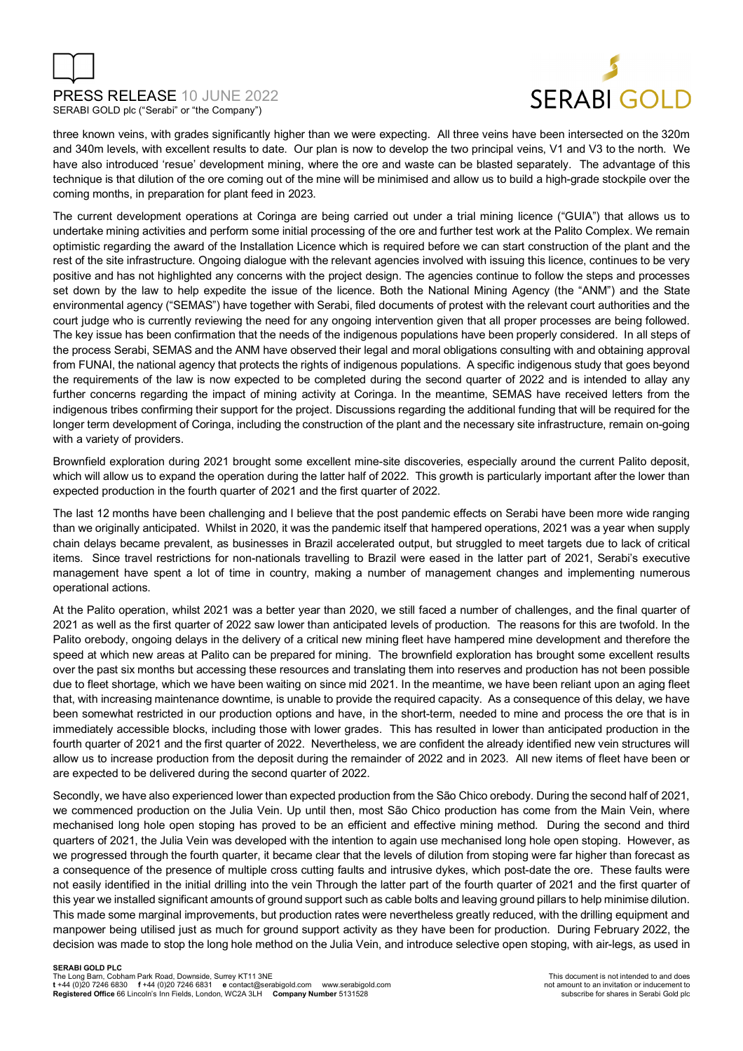three known veins, with grades significantly higher than we were expecting. All three veins have been intersected on the 320m and 340m levels, with excellent results to date. Our plan is now to develop the two principal veins, V1 and V3 to the north. We have also introduced 'resue' development mining, where the ore and waste can be blasted separately. The advantage of this technique is that dilution of the ore coming out of the mine will be minimised and allow us to build a high-grade stockpile over the coming months, in preparation for plant feed in 2023.

The current development operations at Coringa are being carried out under a trial mining licence ("GUIA") that allows us to undertake mining activities and perform some initial processing of the ore and further test work at the Palito Complex. We remain optimistic regarding the award of the Installation Licence which is required before we can start construction of the plant and the rest of the site infrastructure. Ongoing dialogue with the relevant agencies involved with issuing this licence, continues to be very positive and has not highlighted any concerns with the project design. The agencies continue to follow the steps and processes set down by the law to help expedite the issue of the licence. Both the National Mining Agency (the "ANM") and the State environmental agency ("SEMAS") have together with Serabi, filed documents of protest with the relevant court authorities and the court judge who is currently reviewing the need for any ongoing intervention given that all proper processes are being followed. The key issue has been confirmation that the needs of the indigenous populations have been properly considered. In all steps of the process Serabi, SEMAS and the ANM have observed their legal and moral obligations consulting with and obtaining approval from FUNAI, the national agency that protects the rights of indigenous populations. A specific indigenous study that goes beyond the requirements of the law is now expected to be completed during the second quarter of 2022 and is intended to allay any further concerns regarding the impact of mining activity at Coringa. In the meantime, SEMAS have received letters from the indigenous tribes confirming their support for the project. Discussions regarding the additional funding that will be required for the longer term development of Coringa, including the construction of the plant and the necessary site infrastructure, remain on-going with a variety of providers.

Brownfield exploration during 2021 brought some excellent mine-site discoveries, especially around the current Palito deposit, which will allow us to expand the operation during the latter half of 2022. This growth is particularly important after the lower than expected production in the fourth quarter of 2021 and the first quarter of 2022.

The last 12 months have been challenging and I believe that the post pandemic effects on Serabi have been more wide ranging than we originally anticipated. Whilst in 2020, it was the pandemic itself that hampered operations, 2021 was a year when supply chain delays became prevalent, as businesses in Brazil accelerated output, but struggled to meet targets due to lack of critical items. Since travel restrictions for non-nationals travelling to Brazil were eased in the latter part of 2021, Serabi's executive management have spent a lot of time in country, making a number of management changes and implementing numerous operational actions.

At the Palito operation, whilst 2021 was a better year than 2020, we still faced a number of challenges, and the final quarter of 2021 as well as the first quarter of 2022 saw lower than anticipated levels of production. The reasons for this are twofold. In the Palito orebody, ongoing delays in the delivery of a critical new mining fleet have hampered mine development and therefore the speed at which new areas at Palito can be prepared for mining. The brownfield exploration has brought some excellent results over the past six months but accessing these resources and translating them into reserves and production has not been possible due to fleet shortage, which we have been waiting on since mid 2021. In the meantime, we have been reliant upon an aging fleet that, with increasing maintenance downtime, is unable to provide the required capacity. As a consequence of this delay, we have been somewhat restricted in our production options and have, in the short-term, needed to mine and process the ore that is in immediately accessible blocks, including those with lower grades. This has resulted in lower than anticipated production in the fourth quarter of 2021 and the first quarter of 2022. Nevertheless, we are confident the already identified new vein structures will allow us to increase production from the deposit during the remainder of 2022 and in 2023. All new items of fleet have been or are expected to be delivered during the second quarter of 2022.

Secondly, we have also experienced lower than expected production from the São Chico orebody. During the second half of 2021, we commenced production on the Julia Vein. Up until then, most São Chico production has come from the Main Vein, where mechanised long hole open stoping has proved to be an efficient and effective mining method. During the second and third quarters of 2021, the Julia Vein was developed with the intention to again use mechanised long hole open stoping. However, as we progressed through the fourth quarter, it became clear that the levels of dilution from stoping were far higher than forecast as a consequence of the presence of multiple cross cutting faults and intrusive dykes, which post-date the ore. These faults were not easily identified in the initial drilling into the vein Through the latter part of the fourth quarter of 2021 and the first quarter of this year we installed significant amounts of ground support such as cable bolts and leaving ground pillars to help minimise dilution. This made some marginal improvements, but production rates were nevertheless greatly reduced, with the drilling equipment and manpower being utilised just as much for ground support activity as they have been for production. During February 2022, the decision was made to stop the long hole method on the Julia Vein, and introduce selective open stoping, with air-legs, as used in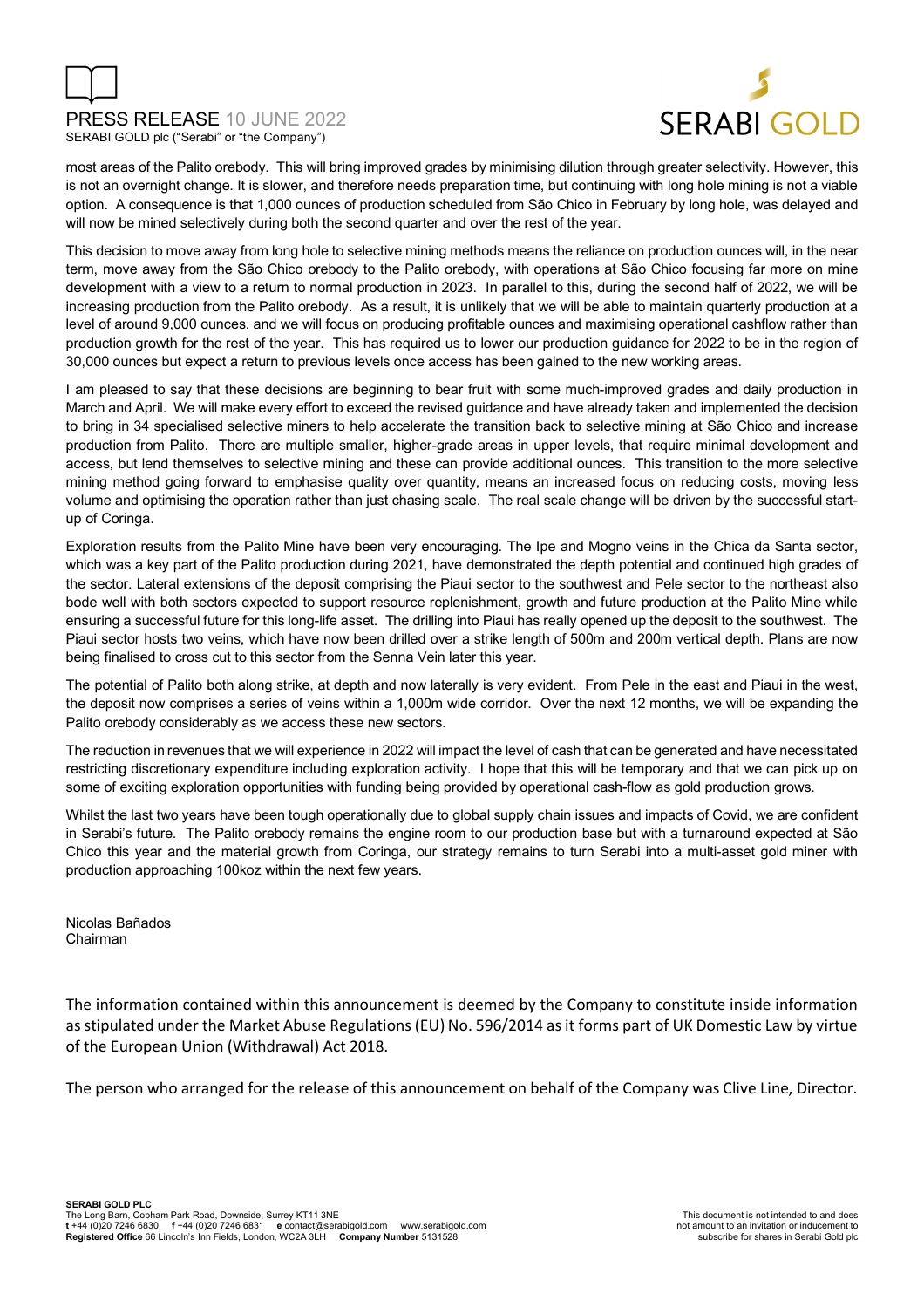most areas of the Palito orebody. This will bring improved grades by minimising dilution through greater selectivity. However, this is not an overnight change. It is slower, and therefore needs preparation time, but continuing with long hole mining is not a viable option. A consequence is that 1,000 ounces of production scheduled from São Chico in February by long hole, was delayed and will now be mined selectively during both the second quarter and over the rest of the year.

This decision to move away from long hole to selective mining methods means the reliance on production ounces will, in the near term, move away from the São Chico orebody to the Palito orebody, with operations at São Chico focusing far more on mine development with a view to a return to normal production in 2023. In parallel to this, during the second half of 2022, we will be increasing production from the Palito orebody. As a result, it is unlikely that we will be able to maintain quarterly production at a level of around 9,000 ounces, and we will focus on producing profitable ounces and maximising operational cashflow rather than production growth for the rest of the year. This has required us to lower our production guidance for 2022 to be in the region of 30,000 ounces but expect a return to previous levels once access has been gained to the new working areas.

I am pleased to say that these decisions are beginning to bear fruit with some much-improved grades and daily production in March and April. We will make every effort to exceed the revised guidance and have already taken and implemented the decision to bring in 34 specialised selective miners to help accelerate the transition back to selective mining at São Chico and increase production from Palito. There are multiple smaller, higher-grade areas in upper levels, that require minimal development and access, but lend themselves to selective mining and these can provide additional ounces. This transition to the more selective mining method going forward to emphasise quality over quantity, means an increased focus on reducing costs, moving less volume and optimising the operation rather than just chasing scale. The real scale change will be driven by the successful start-up of Coringa.

Exploration results from the Palito Mine have been very encouraging. The Ipe and Mogno veins in the Chica da Santa sector, which was a key part of the Palito production during 2021, have demonstrated the depth potential and continued high grades of the sector. Lateral extensions of the deposit comprising the Piaui sector to the southwest and Pele sector to the northeast also bode well with both sectors expected to support resource replenishment, growth and future production at the Palito Mine while ensuring a successful future for this long-life asset. The drilling into Piaui has really opened up the deposit to the southwest. The Piaui sector hosts two veins, which have now been drilled over a strike length of 500m and 200m vertical depth. Plans are now being finalised to cross cut to this sector from the Senna Vein later this year.

The potential of Palito both along strike, at depth and now laterally is very evident. From Pele in the east and Piaui in the west, the deposit now comprises a series of veins within a 1,000m wide corridor. Over the next 12 months, we will be expanding the Palito orebody considerably as we access these new sectors.

The reduction in revenues that we will experience in 2022 will impact the level of cash that can be generated and have necessitated restricting discretionary expenditure including exploration activity. I hope that this will be temporary and that we can pick up on some of exciting exploration opportunities with funding being provided by operational cash-flow as gold production grows.

Whilst the last two years have been tough operationally due to global supply chain issues and impacts of Covid, we are confident in Serabi's future. The Palito orebody remains the engine room to our production base but with a turnaround expected at São Chico this year and the material growth from Coringa, our strategy remains to turn Serabi into a multi-asset gold miner with production approaching 100koz within the next few years.

Nicolas Bañados
Chairman

The information contained within this announcement is deemed by the Company to constitute inside information as stipulated under the Market Abuse Regulations (EU) No. 596/2014 as it forms part of UK Domestic Law by virtue of the European Union (Withdrawal) Act 2018.

The person who arranged for the release of this announcement on behalf of the Company was Clive Line, Director.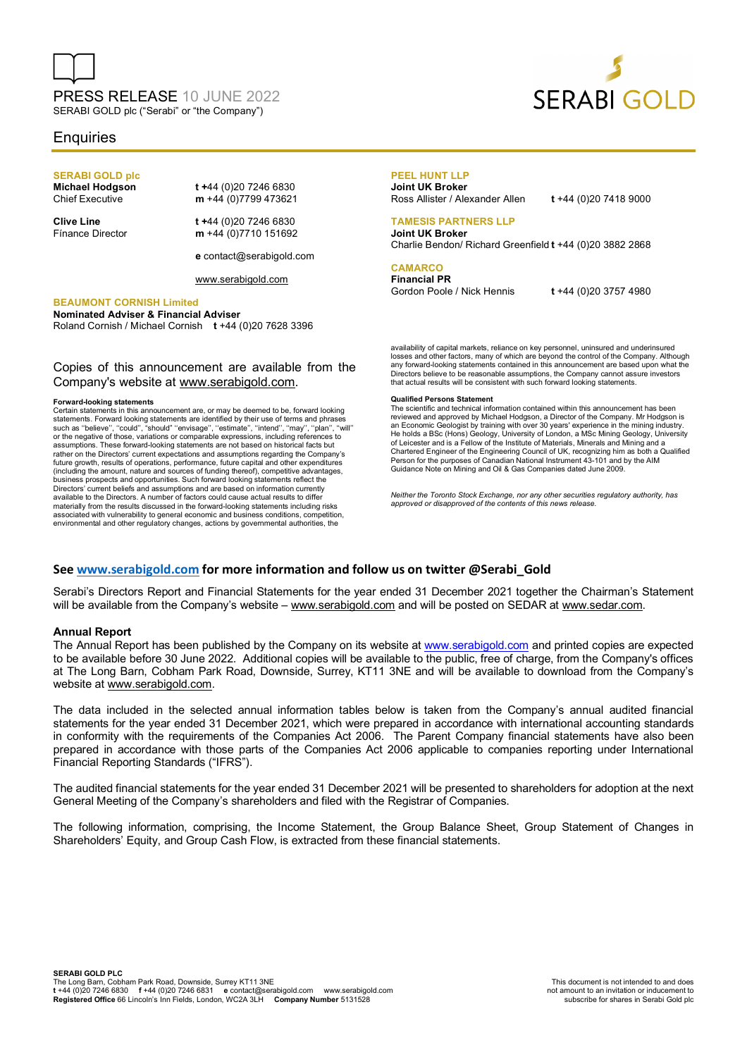PRESS RELEASE 10 JUNE 2022
SERABI GOLD plc ("Serabi" or "the Company")

## Enquiries

**SERABI GOLD plc**
**Michael Hodgson** t +44 (0)20 7246 6830
Chief Executive m +44 (0)7799 473621

**Clive Line** t +44 (0)20 7246 6830
Finance Director m +44 (0)7710 151692

e contact@serabigold.com

www.serabigold.com

**BEAUMONT CORNISH Limited**
**Nominated Adviser & Financial Adviser**
Roland Cornish / Michael Cornish t +44 (0)20 7628 3396

**PEEL HUNT LLP**
**Joint UK Broker**
Ross Allister / Alexander Allen t +44 (0)20 7418 9000

**TAMESIS PARTNERS LLP**
**Joint UK Broker**
Charlie Bendon/ Richard Greenfield t +44 (0)20 3882 2868

**CAMARCO**
**Financial PR**
Gordon Poole / Nick Hennis t +44 (0)20 3757 4980

Copies of this announcement are available from the Company's website at www.serabigold.com.

**Forward-looking statements**
Certain statements in this announcement are, or may be deemed to be, forward looking statements. Forward looking statements are identified by their use of terms and phrases such as ''believe'', ''could'', "should" ''envisage'', ''estimate'', ''intend'', ''may'', ''plan'', ''will'' or the negative of those, variations or comparable expressions, including references to assumptions. These forward-looking statements are not based on historical facts but rather on the Directors' current expectations and assumptions regarding the Company's future growth, results of operations, performance, future capital and other expenditures (including the amount, nature and sources of funding thereof), competitive advantages, business prospects and opportunities. Such forward looking statements reflect the Directors' current beliefs and assumptions and are based on information currently available to the Directors. A number of factors could cause actual results to differ materially from the results discussed in the forward-looking statements including risks associated with vulnerability to general economic and business conditions, competition, environmental and other regulatory changes, actions by governmental authorities, the availability of capital markets, reliance on key personnel, uninsured and underinsured losses and other factors, many of which are beyond the control of the Company. Although any forward-looking statements contained in this announcement are based upon what the Directors believe to be reasonable assumptions, the Company cannot assure investors that actual results will be consistent with such forward looking statements.

**Qualified Persons Statement**
The scientific and technical information contained within this announcement has been reviewed and approved by Michael Hodgson, a Director of the Company. Mr Hodgson is an Economic Geologist by training with over 30 years' experience in the mining industry. He holds a BSc (Hons) Geology, University of London, a MSc Mining Geology, University of Leicester and is a Fellow of the Institute of Materials, Minerals and Mining and a Chartered Engineer of the Engineering Council of UK, recognizing him as both a Qualified Person for the purposes of Canadian National Instrument 43-101 and by the AIM Guidance Note on Mining and Oil & Gas Companies dated June 2009.

*Neither the Toronto Stock Exchange, nor any other securities regulatory authority, has approved or disapproved of the contents of this news release.*

**See www.serabigold.com for more information and follow us on twitter @Serabi_Gold**

Serabi's Directors Report and Financial Statements for the year ended 31 December 2021 together the Chairman's Statement will be available from the Company's website – www.serabigold.com and will be posted on SEDAR at www.sedar.com.

**Annual Report**
The Annual Report has been published by the Company on its website at www.serabigold.com and printed copies are expected to be available before 30 June 2022. Additional copies will be available to the public, free of charge, from the Company's offices at The Long Barn, Cobham Park Road, Downside, Surrey, KT11 3NE and will be available to download from the Company's website at www.serabigold.com.

The data included in the selected annual information tables below is taken from the Company's annual audited financial statements for the year ended 31 December 2021, which were prepared in accordance with international accounting standards in conformity with the requirements of the Companies Act 2006. The Parent Company financial statements have also been prepared in accordance with those parts of the Companies Act 2006 applicable to companies reporting under International Financial Reporting Standards ("IFRS").

The audited financial statements for the year ended 31 December 2021 will be presented to shareholders for adoption at the next General Meeting of the Company's shareholders and filed with the Registrar of Companies.

The following information, comprising, the Income Statement, the Group Balance Sheet, Group Statement of Changes in Shareholders' Equity, and Group Cash Flow, is extracted from these financial statements.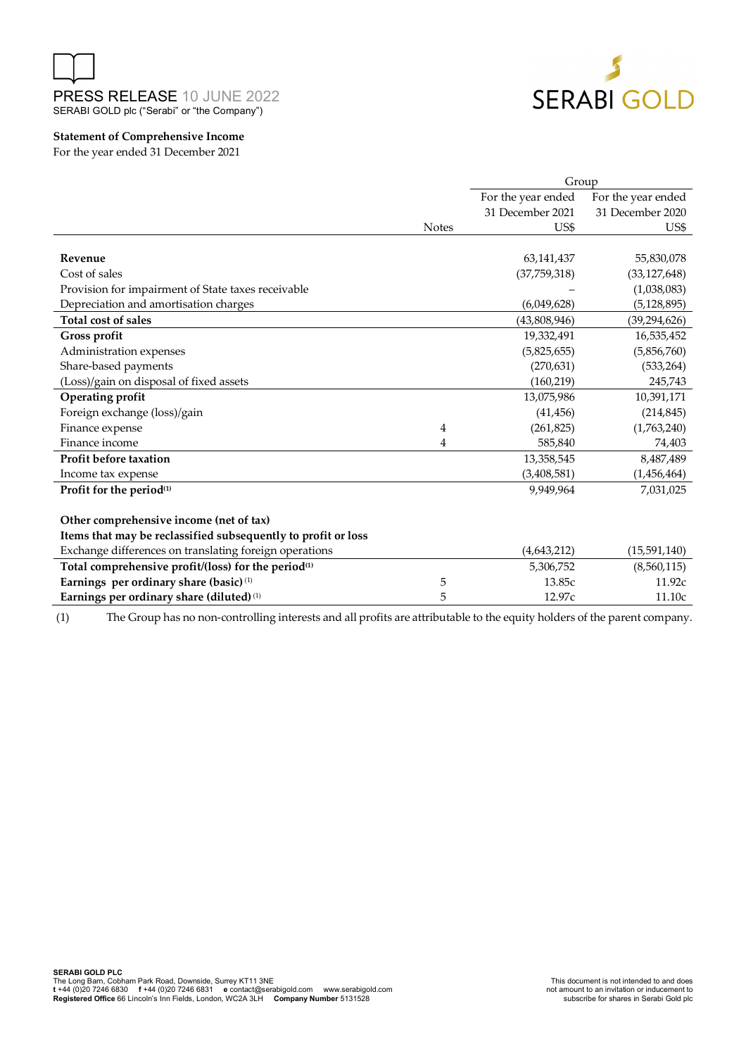PRESS RELEASE 10 JUNE 2022
SERABI GOLD plc ("Serabi" or "the Company")

**Statement of Comprehensive Income**
For the year ended 31 December 2021

| | | Group | |
|---|---|---|---|
| | Notes | For the year ended 31 December 2021 US$ | For the year ended 31 December 2020 US$ |
| **Revenue** | | 63,141,437 | 55,830,078 |
| Cost of sales | | (37,759,318) | (33,127,648) |
| Provision for impairment of State taxes receivable | | – | (1,038,083) |
| Depreciation and amortisation charges | | (6,049,628) | (5,128,895) |
| **Total cost of sales** | | (43,808,946) | (39,294,626) |
| **Gross profit** | | 19,332,491 | 16,535,452 |
| Administration expenses | | (5,825,655) | (5,856,760) |
| Share-based payments | | (270,631) | (533,264) |
| (Loss)/gain on disposal of fixed assets | | (160,219) | 245,743 |
| **Operating profit** | | 13,075,986 | 10,391,171 |
| Foreign exchange (loss)/gain | | (41,456) | (214,845) |
| Finance expense | 4 | (261,825) | (1,763,240) |
| Finance income | 4 | 585,840 | 74,403 |
| **Profit before taxation** | | 13,358,545 | 8,487,489 |
| Income tax expense | | (3,408,581) | (1,456,464) |
| **Profit for the period**[(1)] | | 9,949,964 | 7,031,025 |
| | | | |
| **Other comprehensive income (net of tax)** | | | |
| **Items that may be reclassified subsequently to profit or loss** | | | |
| Exchange differences on translating foreign operations | | (4,643,212) | (15,591,140) |
| **Total comprehensive profit/(loss) for the period**[(1)] | | 5,306,752 | (8,560,115) |
| **Earnings per ordinary share (basic)** [(1)] | 5 | 13.85c | 11.92c |
| **Earnings per ordinary share (diluted)** [(1)] | 5 | 12.97c | 11.10c |

(1) The Group has no non-controlling interests and all profits are attributable to the equity holders of the parent company.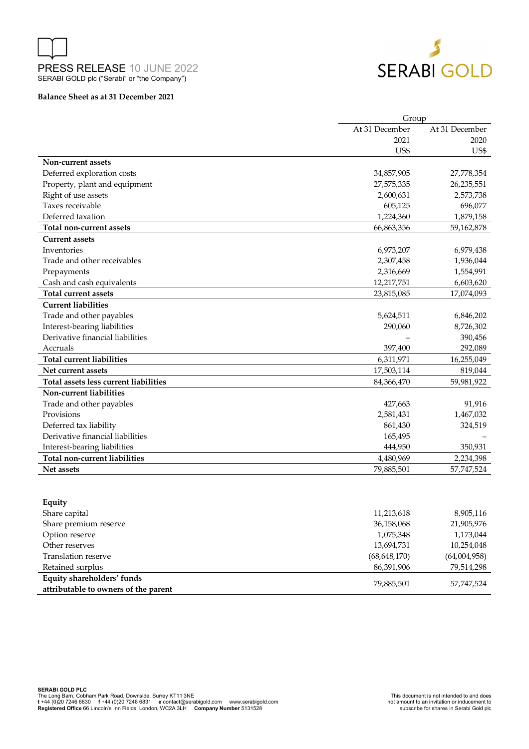PRESS RELEASE 10 JUNE 2022
SERABI GOLD plc ("Serabi" or "the Company")

**Balance Sheet as at 31 December 2021**

| | Group | |
|---|---|---|
| | At 31 December 2021 US$ | At 31 December 2020 US$ |
| **Non-current assets** | | |
| Deferred exploration costs | 34,857,905 | 27,778,354 |
| Property, plant and equipment | 27,575,335 | 26,235,551 |
| Right of use assets | 2,600,631 | 2,573,738 |
| Taxes receivable | 605,125 | 696,077 |
| Deferred taxation | 1,224,360 | 1,879,158 |
| **Total non-current assets** | 66,863,356 | 59,162,878 |
| **Current assets** | | |
| Inventories | 6,973,207 | 6,979,438 |
| Trade and other receivables | 2,307,458 | 1,936,044 |
| Prepayments | 2,316,669 | 1,554,991 |
| Cash and cash equivalents | 12,217,751 | 6,603,620 |
| **Total current assets** | 23,815,085 | 17,074,093 |
| **Current liabilities** | | |
| Trade and other payables | 5,624,511 | 6,846,202 |
| Interest-bearing liabilities | 290,060 | 8,726,302 |
| Derivative financial liabilities | – | 390,456 |
| Accruals | 397,400 | 292,089 |
| **Total current liabilities** | 6,311,971 | 16,255,049 |
| **Net current assets** | 17,503,114 | 819,044 |
| **Total assets less current liabilities** | 84,366,470 | 59,981,922 |
| **Non-current liabilities** | | |
| Trade and other payables | 427,663 | 91,916 |
| Provisions | 2,581,431 | 1,467,032 |
| Deferred tax liability | 861,430 | 324,519 |
| Derivative financial liabilities | 165,495 | – |
| Interest-bearing liabilities | 444,950 | 350,931 |
| **Total non-current liabilities** | 4,480,969 | 2,234,398 |
| **Net assets** | 79,885,501 | 57,747,524 |
| | | |
| **Equity** | | |
| Share capital | 11,213,618 | 8,905,116 |
| Share premium reserve | 36,158,068 | 21,905,976 |
| Option reserve | 1,075,348 | 1,173,044 |
| Other reserves | 13,694,731 | 10,254,048 |
| Translation reserve | (68,648,170) | (64,004,958) |
| Retained surplus | 86,391,906 | 79,514,298 |
| **Equity shareholders' funds attributable to owners of the parent** | 79,885,501 | 57,747,524 |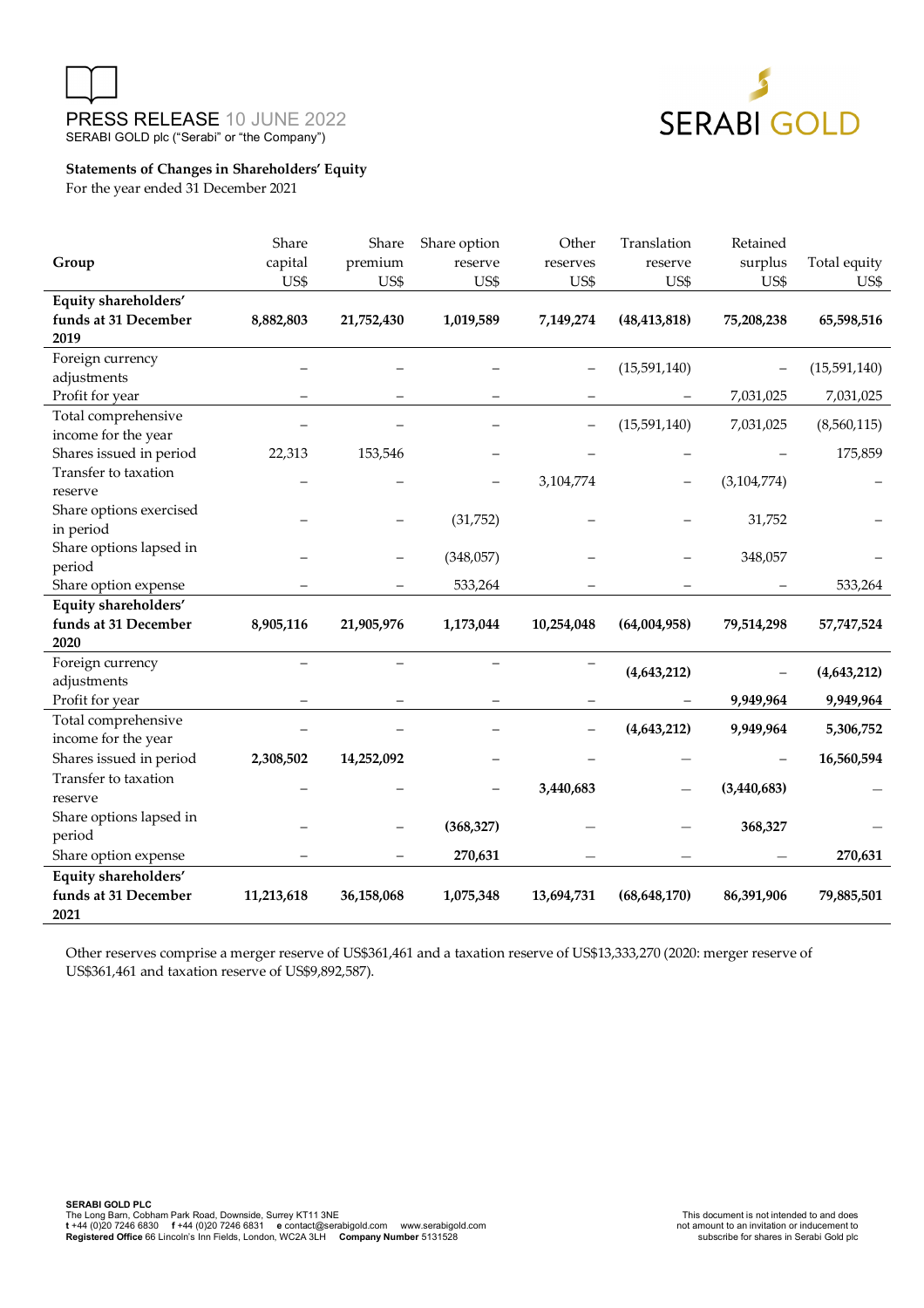**Statements of Changes in Shareholders' Equity**

For the year ended 31 December 2021

| Group | Share capital US$ | Share premium US$ | Share option reserve US$ | Other reserves US$ | Translation reserve US$ | Retained surplus US$ | Total equity US$ |
|---|---|---|---|---|---|---|---|
| **Equity shareholders' funds at 31 December 2019** | **8,882,803** | **21,752,430** | **1,019,589** | **7,149,274** | **(48,413,818)** | **75,208,238** | **65,598,516** |
| Foreign currency adjustments | – | – | – | – | (15,591,140) | – | (15,591,140) |
| Profit for year | – | – | – | – | – | 7,031,025 | 7,031,025 |
| Total comprehensive income for the year | – | – | – | – | (15,591,140) | 7,031,025 | (8,560,115) |
| Shares issued in period | 22,313 | 153,546 | – | – | – | – | 175,859 |
| Transfer to taxation reserve | – | – | – | 3,104,774 | – | (3,104,774) | – |
| Share options exercised in period | – | – | (31,752) | – | – | 31,752 | – |
| Share options lapsed in period | – | – | (348,057) | – | – | 348,057 | – |
| Share option expense | – | – | 533,264 | – | – | – | 533,264 |
| **Equity shareholders' funds at 31 December 2020** | **8,905,116** | **21,905,976** | **1,173,044** | **10,254,048** | **(64,004,958)** | **79,514,298** | **57,747,524** |
| Foreign currency adjustments | – | – | – | – | **(4,643,212)** | – | **(4,643,212)** |
| Profit for year | – | – | – | – | – | **9,949,964** | **9,949,964** |
| Total comprehensive income for the year | – | – | – | – | **(4,643,212)** | **9,949,964** | **5,306,752** |
| Shares issued in period | **2,308,502** | **14,252,092** | – | – | – | – | **16,560,594** |
| Transfer to taxation reserve | – | – | – | **3,440,683** | – | **(3,440,683)** | – |
| Share options lapsed in period | – | – | **(368,327)** | – | – | **368,327** | – |
| Share option expense | – | – | **270,631** | – | – | – | **270,631** |
| **Equity shareholders' funds at 31 December 2021** | **11,213,618** | **36,158,068** | **1,075,348** | **13,694,731** | **(68,648,170)** | **86,391,906** | **79,885,501** |

Other reserves comprise a merger reserve of US$361,461 and a taxation reserve of US$13,333,270 (2020: merger reserve of US$361,461 and taxation reserve of US$9,892,587).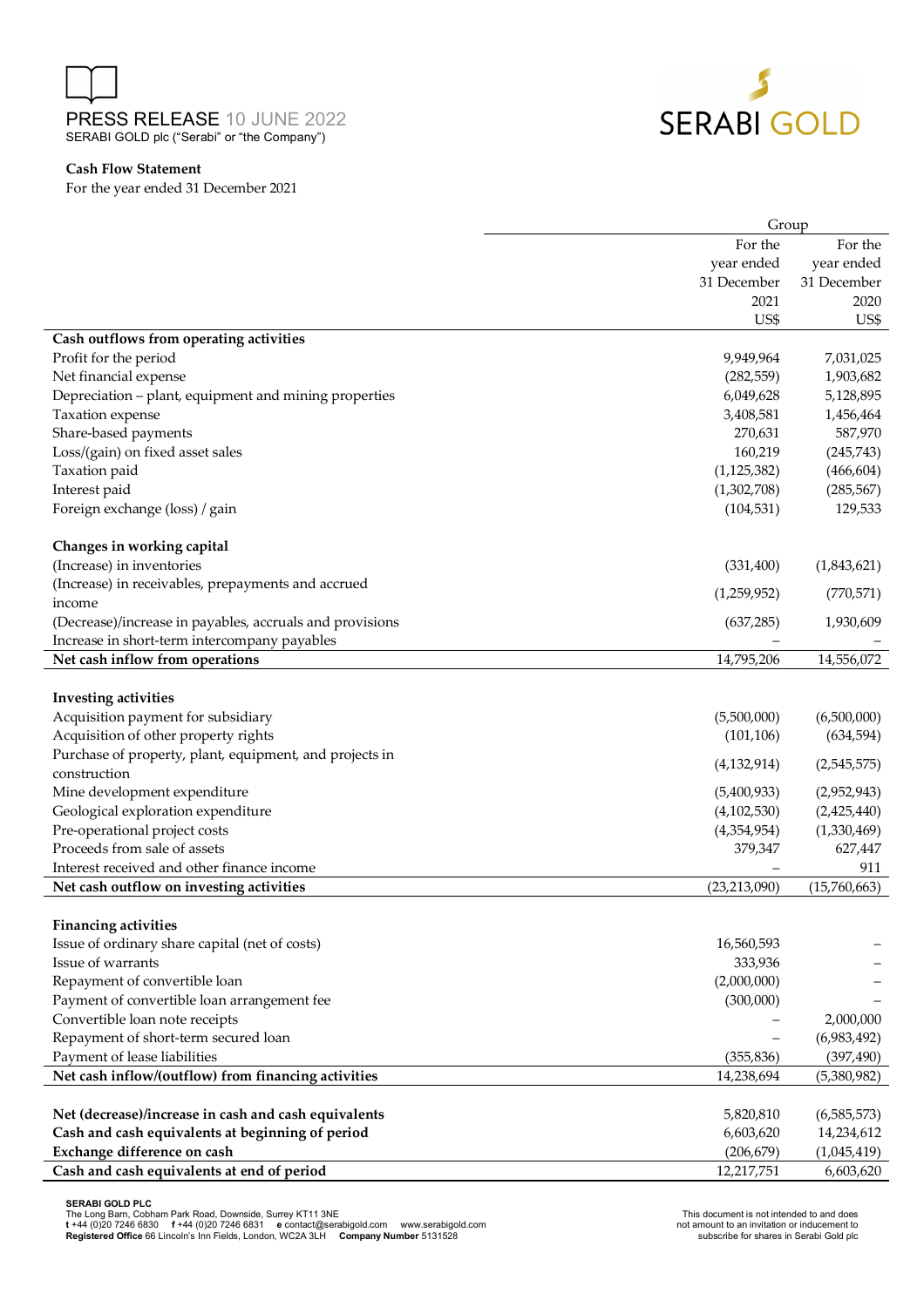PRESS RELEASE 10 JUNE 2022
SERABI GOLD plc ("Serabi" or "the Company")

**Cash Flow Statement**
For the year ended 31 December 2021

| | Group | |
|---|---|---|
| | For the year ended 31 December 2021 US$ | For the year ended 31 December 2020 US$ |
| **Cash outflows from operating activities** | | |
| Profit for the period | 9,949,964 | 7,031,025 |
| Net financial expense | (282,559) | 1,903,682 |
| Depreciation – plant, equipment and mining properties | 6,049,628 | 5,128,895 |
| Taxation expense | 3,408,581 | 1,456,464 |
| Share-based payments | 270,631 | 587,970 |
| Loss/(gain) on fixed asset sales | 160,219 | (245,743) |
| Taxation paid | (1,125,382) | (466,604) |
| Interest paid | (1,302,708) | (285,567) |
| Foreign exchange (loss) / gain | (104,531) | 129,533 |
| | | |
| **Changes in working capital** | | |
| (Increase) in inventories | (331,400) | (1,843,621) |
| (Increase) in receivables, prepayments and accrued income | (1,259,952) | (770,571) |
| (Decrease)/increase in payables, accruals and provisions | (637,285) | 1,930,609 |
| Increase in short-term intercompany payables | – | – |
| **Net cash inflow from operations** | 14,795,206 | 14,556,072 |
| | | |
| **Investing activities** | | |
| Acquisition payment for subsidiary | (5,500,000) | (6,500,000) |
| Acquisition of other property rights | (101,106) | (634,594) |
| Purchase of property, plant, equipment, and projects in construction | (4,132,914) | (2,545,575) |
| Mine development expenditure | (5,400,933) | (2,952,943) |
| Geological exploration expenditure | (4,102,530) | (2,425,440) |
| Pre-operational project costs | (4,354,954) | (1,330,469) |
| Proceeds from sale of assets | 379,347 | 627,447 |
| Interest received and other finance income | – | 911 |
| **Net cash outflow on investing activities** | (23,213,090) | (15,760,663) |
| | | |
| **Financing activities** | | |
| Issue of ordinary share capital (net of costs) | 16,560,593 | – |
| Issue of warrants | 333,936 | – |
| Repayment of convertible loan | (2,000,000) | – |
| Payment of convertible loan arrangement fee | (300,000) | – |
| Convertible loan note receipts | – | 2,000,000 |
| Repayment of short-term secured loan | – | (6,983,492) |
| Payment of lease liabilities | (355,836) | (397,490) |
| **Net cash inflow/(outflow) from financing activities** | 14,238,694 | (5,380,982) |
| | | |
| **Net (decrease)/increase in cash and cash equivalents** | 5,820,810 | (6,585,573) |
| **Cash and cash equivalents at beginning of period** | 6,603,620 | 14,234,612 |
| **Exchange difference on cash** | (206,679) | (1,045,419) |
| **Cash and cash equivalents at end of period** | 12,217,751 | 6,603,620 |

**SERABI GOLD PLC**
The Long Barn, Cobham Park Road, Downside, Surrey KT11 3NE
**t** +44 (0)20 7246 6830 **f** +44 (0)20 7246 6831 **e** contact@serabigold.com www.serabigold.com
**Registered Office** 66 Lincoln's Inn Fields, London, WC2A 3LH **Company Number** 5131528

This document is not intended to and does not amount to an invitation or inducement to subscribe for shares in Serabi Gold plc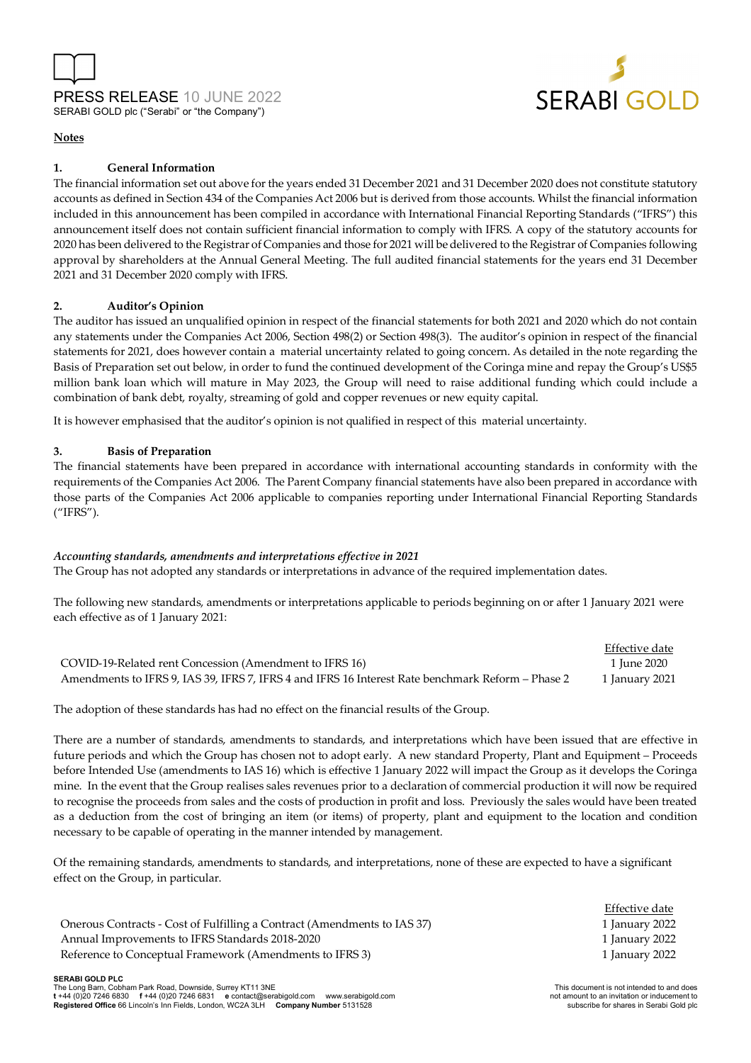## Notes

### 1. General Information

The financial information set out above for the years ended 31 December 2021 and 31 December 2020 does not constitute statutory accounts as defined in Section 434 of the Companies Act 2006 but is derived from those accounts. Whilst the financial information included in this announcement has been compiled in accordance with International Financial Reporting Standards ("IFRS") this announcement itself does not contain sufficient financial information to comply with IFRS. A copy of the statutory accounts for 2020 has been delivered to the Registrar of Companies and those for 2021 will be delivered to the Registrar of Companies following approval by shareholders at the Annual General Meeting. The full audited financial statements for the years end 31 December 2021 and 31 December 2020 comply with IFRS.

### 2. Auditor's Opinion

The auditor has issued an unqualified opinion in respect of the financial statements for both 2021 and 2020 which do not contain any statements under the Companies Act 2006, Section 498(2) or Section 498(3). The auditor's opinion in respect of the financial statements for 2021, does however contain a material uncertainty related to going concern. As detailed in the note regarding the Basis of Preparation set out below, in order to fund the continued development of the Coringa mine and repay the Group's US$5 million bank loan which will mature in May 2023, the Group will need to raise additional funding which could include a combination of bank debt, royalty, streaming of gold and copper revenues or new equity capital.

It is however emphasised that the auditor's opinion is not qualified in respect of this material uncertainty.

### 3. Basis of Preparation

The financial statements have been prepared in accordance with international accounting standards in conformity with the requirements of the Companies Act 2006. The Parent Company financial statements have also been prepared in accordance with those parts of the Companies Act 2006 applicable to companies reporting under International Financial Reporting Standards ("IFRS").

*Accounting standards, amendments and interpretations effective in 2021*

The Group has not adopted any standards or interpretations in advance of the required implementation dates.

The following new standards, amendments or interpretations applicable to periods beginning on or after 1 January 2021 were each effective as of 1 January 2021:

| | Effective date |
|---|---|
| COVID-19-Related rent Concession (Amendment to IFRS 16) | 1 June 2020 |
| Amendments to IFRS 9, IAS 39, IFRS 7, IFRS 4 and IFRS 16 Interest Rate benchmark Reform – Phase 2 | 1 January 2021 |

The adoption of these standards has had no effect on the financial results of the Group.

There are a number of standards, amendments to standards, and interpretations which have been issued that are effective in future periods and which the Group has chosen not to adopt early. A new standard Property, Plant and Equipment – Proceeds before Intended Use (amendments to IAS 16) which is effective 1 January 2022 will impact the Group as it develops the Coringa mine. In the event that the Group realises sales revenues prior to a declaration of commercial production it will now be required to recognise the proceeds from sales and the costs of production in profit and loss. Previously the sales would have been treated as a deduction from the cost of bringing an item (or items) of property, plant and equipment to the location and condition necessary to be capable of operating in the manner intended by management.

Of the remaining standards, amendments to standards, and interpretations, none of these are expected to have a significant effect on the Group, in particular.

| | Effective date |
|---|---|
| Onerous Contracts - Cost of Fulfilling a Contract (Amendments to IAS 37) | 1 January 2022 |
| Annual Improvements to IFRS Standards 2018-2020 | 1 January 2022 |
| Reference to Conceptual Framework (Amendments to IFRS 3) | 1 January 2022 |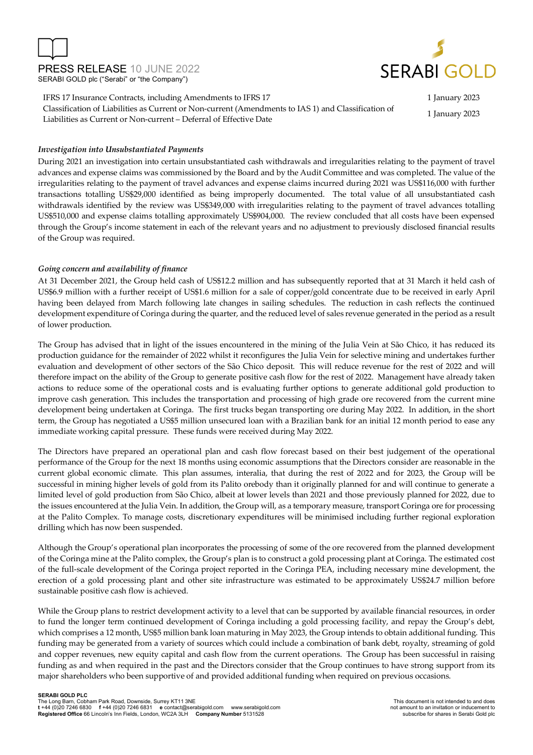| | |
|---|---|
| IFRS 17 Insurance Contracts, including Amendments to IFRS 17 | 1 January 2023 |
| Classification of Liabilities as Current or Non-current (Amendments to IAS 1) and Classification of Liabilities as Current or Non-current – Deferral of Effective Date | 1 January 2023 |

*Investigation into Unsubstantiated Payments*

During 2021 an investigation into certain unsubstantiated cash withdrawals and irregularities relating to the payment of travel advances and expense claims was commissioned by the Board and by the Audit Committee and was completed. The value of the irregularities relating to the payment of travel advances and expense claims incurred during 2021 was US$116,000 with further transactions totalling US$29,000 identified as being improperly documented. The total value of all unsubstantiated cash withdrawals identified by the review was US$349,000 with irregularities relating to the payment of travel advances totalling US$510,000 and expense claims totalling approximately US$904,000. The review concluded that all costs have been expensed through the Group's income statement in each of the relevant years and no adjustment to previously disclosed financial results of the Group was required.

*Going concern and availability of finance*

At 31 December 2021, the Group held cash of US$12.2 million and has subsequently reported that at 31 March it held cash of US$6.9 million with a further receipt of US$1.6 million for a sale of copper/gold concentrate due to be received in early April having been delayed from March following late changes in sailing schedules. The reduction in cash reflects the continued development expenditure of Coringa during the quarter, and the reduced level of sales revenue generated in the period as a result of lower production.

The Group has advised that in light of the issues encountered in the mining of the Julia Vein at São Chico, it has reduced its production guidance for the remainder of 2022 whilst it reconfigures the Julia Vein for selective mining and undertakes further evaluation and development of other sectors of the São Chico deposit. This will reduce revenue for the rest of 2022 and will therefore impact on the ability of the Group to generate positive cash flow for the rest of 2022. Management have already taken actions to reduce some of the operational costs and is evaluating further options to generate additional gold production to improve cash generation. This includes the transportation and processing of high grade ore recovered from the current mine development being undertaken at Coringa. The first trucks began transporting ore during May 2022. In addition, in the short term, the Group has negotiated a US$5 million unsecured loan with a Brazilian bank for an initial 12 month period to ease any immediate working capital pressure. These funds were received during May 2022.

The Directors have prepared an operational plan and cash flow forecast based on their best judgement of the operational performance of the Group for the next 18 months using economic assumptions that the Directors consider are reasonable in the current global economic climate. This plan assumes, interalia, that during the rest of 2022 and for 2023, the Group will be successful in mining higher levels of gold from its Palito orebody than it originally planned for and will continue to generate a limited level of gold production from São Chico, albeit at lower levels than 2021 and those previously planned for 2022, due to the issues encountered at the Julia Vein. In addition, the Group will, as a temporary measure, transport Coringa ore for processing at the Palito Complex. To manage costs, discretionary expenditures will be minimised including further regional exploration drilling which has now been suspended.

Although the Group's operational plan incorporates the processing of some of the ore recovered from the planned development of the Coringa mine at the Palito complex, the Group's plan is to construct a gold processing plant at Coringa. The estimated cost of the full-scale development of the Coringa project reported in the Coringa PEA, including necessary mine development, the erection of a gold processing plant and other site infrastructure was estimated to be approximately US$24.7 million before sustainable positive cash flow is achieved.

While the Group plans to restrict development activity to a level that can be supported by available financial resources, in order to fund the longer term continued development of Coringa including a gold processing facility, and repay the Group's debt, which comprises a 12 month, US$5 million bank loan maturing in May 2023, the Group intends to obtain additional funding. This funding may be generated from a variety of sources which could include a combination of bank debt, royalty, streaming of gold and copper revenues, new equity capital and cash flow from the current operations. The Group has been successful in raising funding as and when required in the past and the Directors consider that the Group continues to have strong support from its major shareholders who been supportive of and provided additional funding when required on previous occasions.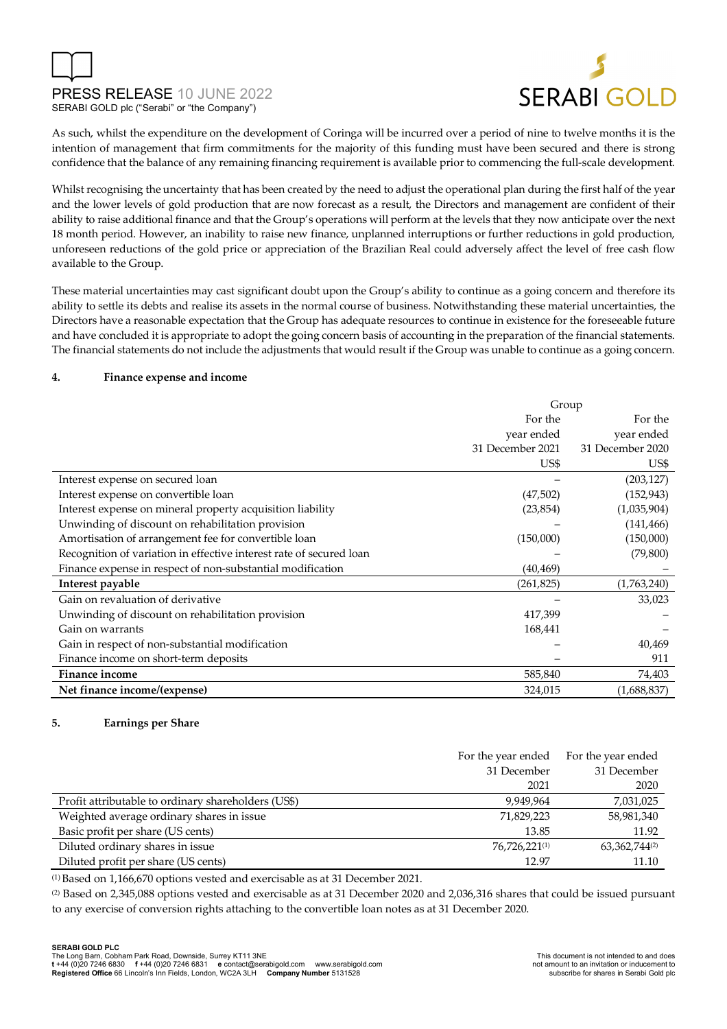As such, whilst the expenditure on the development of Coringa will be incurred over a period of nine to twelve months it is the intention of management that firm commitments for the majority of this funding must have been secured and there is strong confidence that the balance of any remaining financing requirement is available prior to commencing the full-scale development.

Whilst recognising the uncertainty that has been created by the need to adjust the operational plan during the first half of the year and the lower levels of gold production that are now forecast as a result, the Directors and management are confident of their ability to raise additional finance and that the Group's operations will perform at the levels that they now anticipate over the next 18 month period. However, an inability to raise new finance, unplanned interruptions or further reductions in gold production, unforeseen reductions of the gold price or appreciation of the Brazilian Real could adversely affect the level of free cash flow available to the Group.

These material uncertainties may cast significant doubt upon the Group's ability to continue as a going concern and therefore its ability to settle its debts and realise its assets in the normal course of business. Notwithstanding these material uncertainties, the Directors have a reasonable expectation that the Group has adequate resources to continue in existence for the foreseeable future and have concluded it is appropriate to adopt the going concern basis of accounting in the preparation of the financial statements. The financial statements do not include the adjustments that would result if the Group was unable to continue as a going concern.

## 4. Finance expense and income

| | Group | |
|---|---|---|
| | For the year ended 31 December 2021 US$ | For the year ended 31 December 2020 US$ |
| Interest expense on secured loan | – | (203,127) |
| Interest expense on convertible loan | (47,502) | (152,943) |
| Interest expense on mineral property acquisition liability | (23,854) | (1,035,904) |
| Unwinding of discount on rehabilitation provision | – | (141,466) |
| Amortisation of arrangement fee for convertible loan | (150,000) | (150,000) |
| Recognition of variation in effective interest rate of secured loan | – | (79,800) |
| Finance expense in respect of non-substantial modification | (40,469) | – |
| **Interest payable** | (261,825) | (1,763,240) |
| Gain on revaluation of derivative | – | 33,023 |
| Unwinding of discount on rehabilitation provision | 417,399 | – |
| Gain on warrants | 168,441 | – |
| Gain in respect of non-substantial modification | – | 40,469 |
| Finance income on short-term deposits | – | 911 |
| **Finance income** | 585,840 | 74,403 |
| **Net finance income/(expense)** | 324,015 | (1,688,837) |

## 5. Earnings per Share

| | For the year ended 31 December 2021 | For the year ended 31 December 2020 |
|---|---|---|
| Profit attributable to ordinary shareholders (US$) | 9,949,964 | 7,031,025 |
| Weighted average ordinary shares in issue | 71,829,223 | 58,981,340 |
| Basic profit per share (US cents) | 13.85 | 11.92 |
| Diluted ordinary shares in issue | 76,726,221(1) | 63,362,744(2) |
| Diluted profit per share (US cents) | 12.97 | 11.10 |

(1) Based on 1,166,670 options vested and exercisable as at 31 December 2021.

(2) Based on 2,345,088 options vested and exercisable as at 31 December 2020 and 2,036,316 shares that could be issued pursuant to any exercise of conversion rights attaching to the convertible loan notes as at 31 December 2020.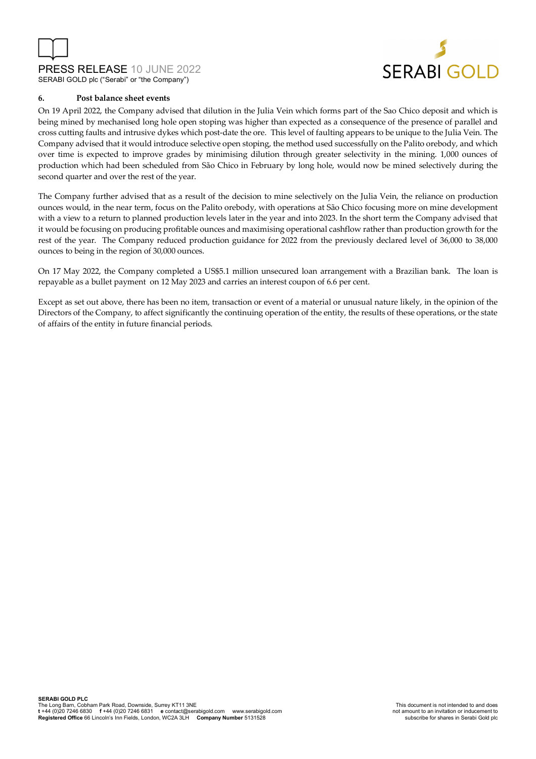### 6. Post balance sheet events

On 19 April 2022, the Company advised that dilution in the Julia Vein which forms part of the Sao Chico deposit and which is being mined by mechanised long hole open stoping was higher than expected as a consequence of the presence of parallel and cross cutting faults and intrusive dykes which post-date the ore. This level of faulting appears to be unique to the Julia Vein. The Company advised that it would introduce selective open stoping, the method used successfully on the Palito orebody, and which over time is expected to improve grades by minimising dilution through greater selectivity in the mining. 1,000 ounces of production which had been scheduled from São Chico in February by long hole, would now be mined selectively during the second quarter and over the rest of the year.

The Company further advised that as a result of the decision to mine selectively on the Julia Vein, the reliance on production ounces would, in the near term, focus on the Palito orebody, with operations at São Chico focusing more on mine development with a view to a return to planned production levels later in the year and into 2023. In the short term the Company advised that it would be focusing on producing profitable ounces and maximising operational cashflow rather than production growth for the rest of the year. The Company reduced production guidance for 2022 from the previously declared level of 36,000 to 38,000 ounces to being in the region of 30,000 ounces.

On 17 May 2022, the Company completed a US$5.1 million unsecured loan arrangement with a Brazilian bank. The loan is repayable as a bullet payment on 12 May 2023 and carries an interest coupon of 6.6 per cent.

Except as set out above, there has been no item, transaction or event of a material or unusual nature likely, in the opinion of the Directors of the Company, to affect significantly the continuing operation of the entity, the results of these operations, or the state of affairs of the entity in future financial periods.